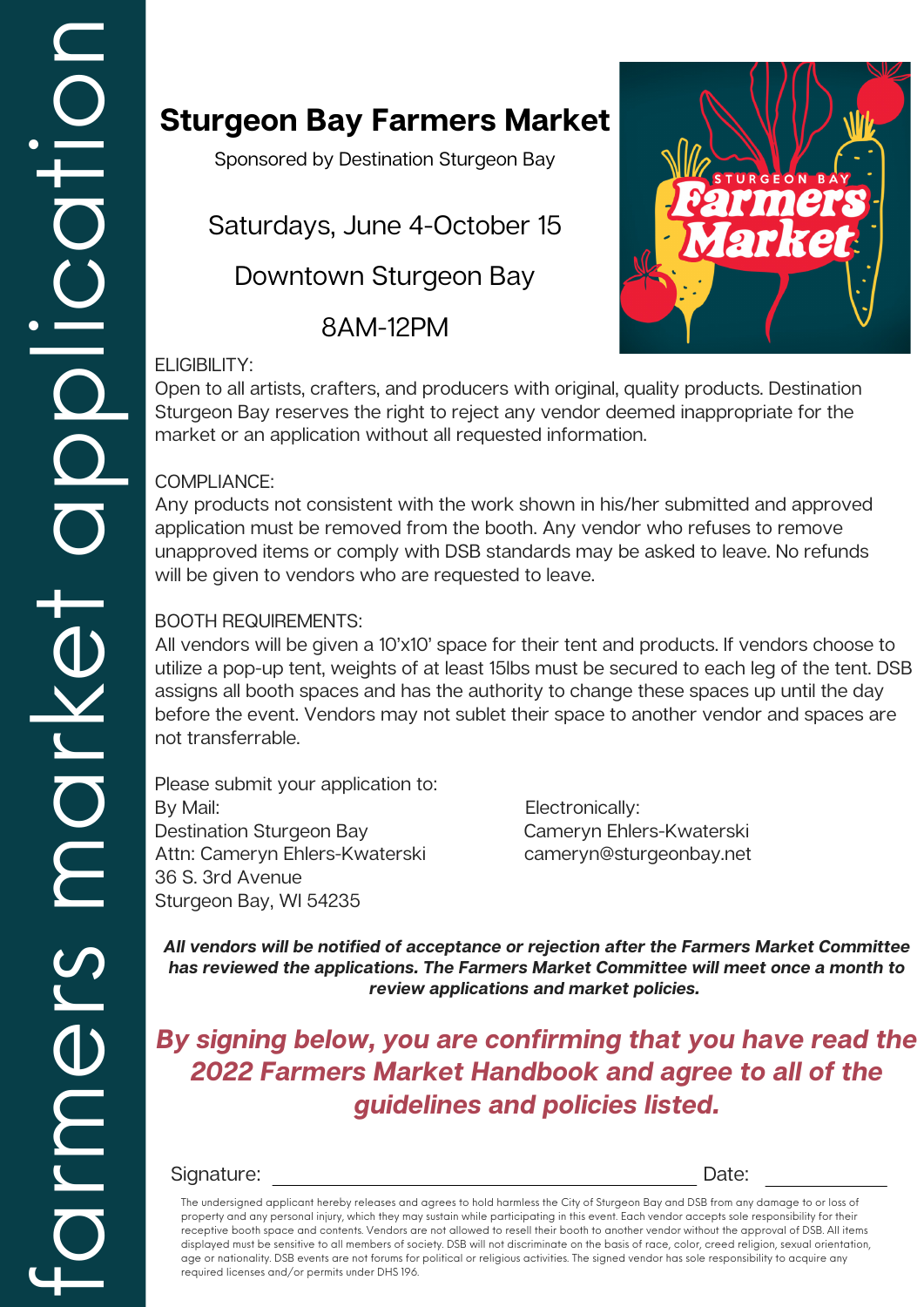farmers market application

# Sturgeon Bay Farmers Market

Sponsored by Destination Sturgeon Bay

Saturdays, June 4-October 15

Downtown Sturgeon Bay

8AM-12PM

ELIGIBILITY:
Open to all artists, crafters, and producers with original, quality products. Destination Sturgeon Bay reserves the right to reject any vendor deemed inappropriate for the market or an application without all requested information.

COMPLIANCE:
Any products not consistent with the work shown in his/her submitted and approved application must be removed from the booth. Any vendor who refuses to remove unapproved items or comply with DSB standards may be asked to leave. No refunds will be given to vendors who are requested to leave.

BOOTH REQUIREMENTS:
All vendors will be given a 10'x10' space for their tent and products. If vendors choose to utilize a pop-up tent, weights of at least 15lbs must be secured to each leg of the tent. DSB assigns all booth spaces and has the authority to change these spaces up until the day before the event. Vendors may not sublet their space to another vendor and spaces are not transferrable.

Please submit your application to:

By Mail:
Destination Sturgeon Bay
Attn: Cameryn Ehlers-Kwaterski
36 S. 3rd Avenue
Sturgeon Bay, WI 54235

Electronically:
Cameryn Ehlers-Kwaterski
cameryn@sturgeonbay.net

***All vendors will be notified of acceptance or rejection after the Farmers Market Committee has reviewed the applications. The Farmers Market Committee will meet once a month to review applications and market policies.***

***By signing below, you are confirming that you have read the 2022 Farmers Market Handbook and agree to all of the guidelines and policies listed.***

Signature: ______________________________ Date: ____________

The undersigned applicant hereby releases and agrees to hold harmless the City of Sturgeon Bay and DSB from any damage to or loss of property and any personal injury, which they may sustain while participating in this event. Each vendor accepts sole responsibility for their receptive booth space and contents. Vendors are not allowed to resell their booth to another vendor without the approval of DSB. All items displayed must be sensitive to all members of society. DSB will not discriminate on the basis of race, color, creed religion, sexual orientation, age or nationality. DSB events are not forums for political or religious activities. The signed vendor has sole responsibility to acquire any required licenses and/or permits under DHS 196.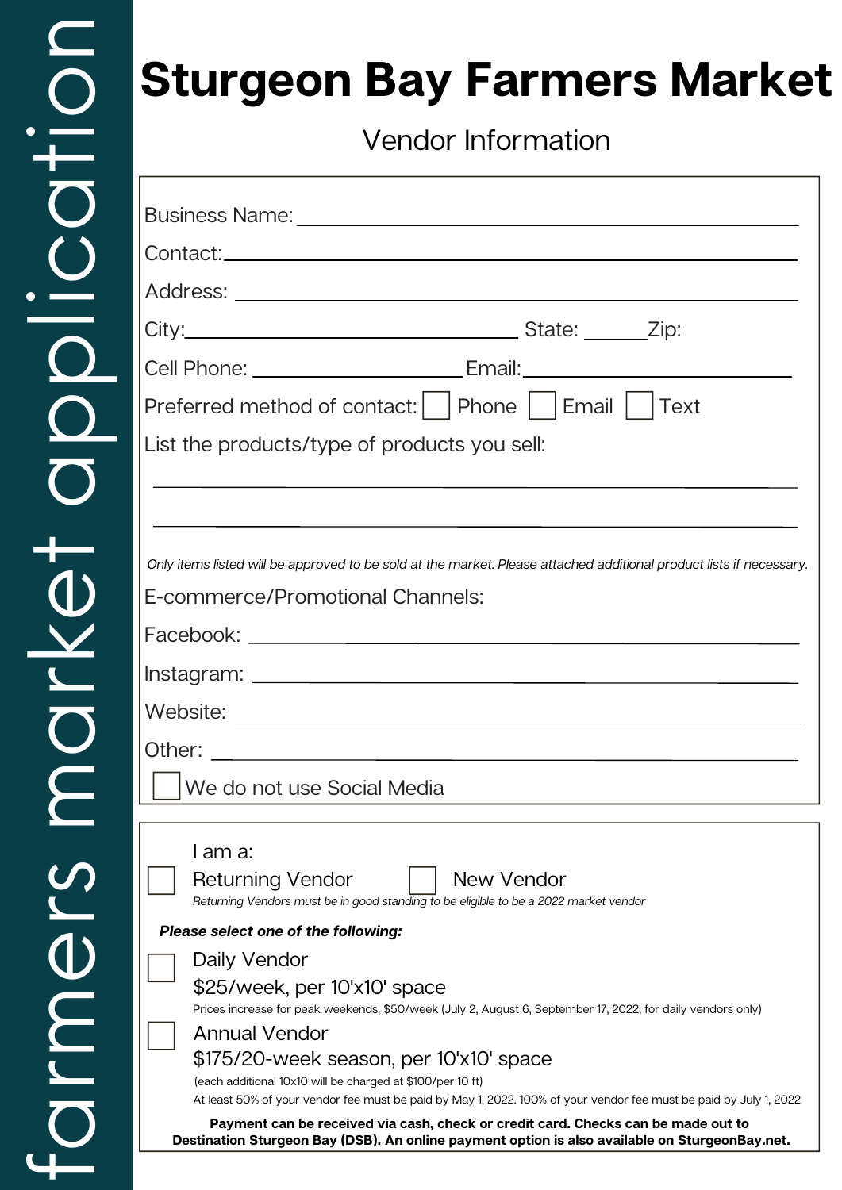farmers market application

# Sturgeon Bay Farmers Market

## Vendor Information

Business Name: ______________________________________________

Contact: ______________________________________________

Address: ______________________________________________

City: ______________________ State: ______ Zip:

Cell Phone: ______________ Email: ______________________

Preferred method of contact: ☐ Phone ☐ Email ☐ Text

List the products/type of products you sell:

______________________________________________

______________________________________________

*Only items listed will be approved to be sold at the market. Please attached additional product lists if necessary.*

E-commerce/Promotional Channels:

Facebook: ______________________________________________

Instagram: ______________________________________________

Website: ______________________________________________

Other: ______________________________________________

☐ We do not use Social Media

I am a:

☐ Returning Vendor ☐ New Vendor

*Returning Vendors must be in good standing to be eligible to be a 2022 market vendor*

***Please select one of the following:***

☐ Daily Vendor
$25/week, per 10'x10' space
Prices increase for peak weekends, $50/week (July 2, August 6, September 17, 2022, for daily vendors only)

☐ Annual Vendor
$175/20-week season, per 10'x10' space
(each additional 10x10 will be charged at $100/per 10 ft)
At least 50% of your vendor fee must be paid by May 1, 2022. 100% of your vendor fee must be paid by July 1, 2022

**Payment can be received via cash, check or credit card. Checks can be made out to Destination Sturgeon Bay (DSB). An online payment option is also available on SturgeonBay.net.**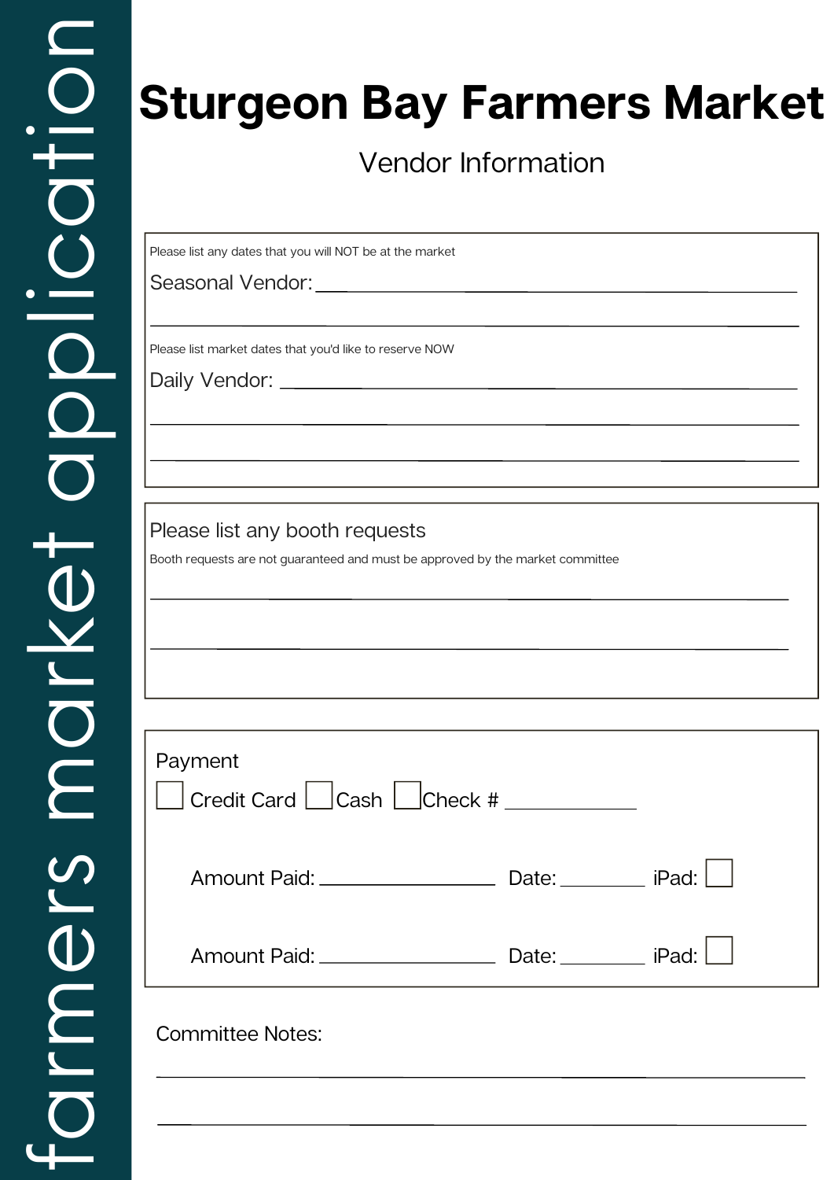farmers market application

# Sturgeon Bay Farmers Market

## Vendor Information

Please list any dates that you will NOT be at the market

Seasonal Vendor: \_\_\_\_\_\_\_\_\_\_\_\_\_\_\_\_\_\_\_\_\_\_\_\_\_\_\_\_\_\_\_\_\_\_\_\_\_\_\_\_

\_\_\_\_\_\_\_\_\_\_\_\_\_\_\_\_\_\_\_\_\_\_\_\_\_\_\_\_\_\_\_\_\_\_\_\_\_\_\_\_\_\_\_\_\_\_\_\_\_\_\_\_

Please list market dates that you'd like to reserve NOW

Daily Vendor: \_\_\_\_\_\_\_\_\_\_\_\_\_\_\_\_\_\_\_\_\_\_\_\_\_\_\_\_\_\_\_\_\_\_\_\_\_\_\_\_\_\_

\_\_\_\_\_\_\_\_\_\_\_\_\_\_\_\_\_\_\_\_\_\_\_\_\_\_\_\_\_\_\_\_\_\_\_\_\_\_\_\_\_\_\_\_\_\_\_\_\_\_\_\_

\_\_\_\_\_\_\_\_\_\_\_\_\_\_\_\_\_\_\_\_\_\_\_\_\_\_\_\_\_\_\_\_\_\_\_\_\_\_\_\_\_\_\_\_\_\_\_\_\_\_\_\_

Please list any booth requests

Booth requests are not guaranteed and must be approved by the market committee

\_\_\_\_\_\_\_\_\_\_\_\_\_\_\_\_\_\_\_\_\_\_\_\_\_\_\_\_\_\_\_\_\_\_\_\_\_\_\_\_\_\_\_\_\_\_\_\_\_\_\_\_

\_\_\_\_\_\_\_\_\_\_\_\_\_\_\_\_\_\_\_\_\_\_\_\_\_\_\_\_\_\_\_\_\_\_\_\_\_\_\_\_\_\_\_\_\_\_\_\_\_\_\_\_

Payment

☐ Credit Card ☐ Cash ☐ Check # \_\_\_\_\_\_\_\_\_\_

Amount Paid: \_\_\_\_\_\_\_\_\_\_\_\_\_\_ Date: \_\_\_\_\_\_ iPad: ☐

Amount Paid: \_\_\_\_\_\_\_\_\_\_\_\_\_\_ Date: \_\_\_\_\_\_ iPad: ☐

Committee Notes:

\_\_\_\_\_\_\_\_\_\_\_\_\_\_\_\_\_\_\_\_\_\_\_\_\_\_\_\_\_\_\_\_\_\_\_\_\_\_\_\_\_\_\_\_\_\_\_\_\_\_\_\_

\_\_\_\_\_\_\_\_\_\_\_\_\_\_\_\_\_\_\_\_\_\_\_\_\_\_\_\_\_\_\_\_\_\_\_\_\_\_\_\_\_\_\_\_\_\_\_\_\_\_\_\_